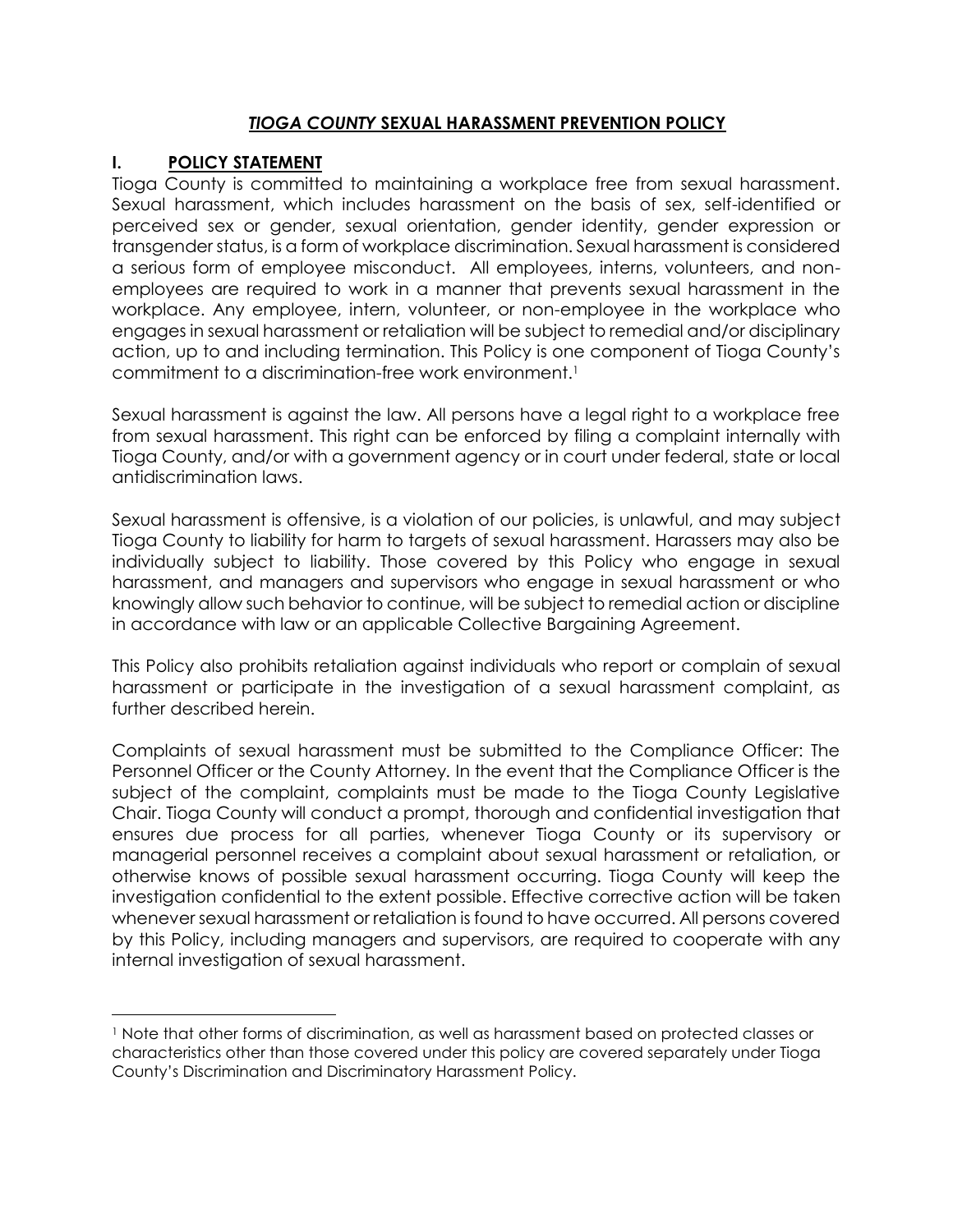# *TIOGA COUNTY* SEXUAL HARASSMENT PREVENTION POLICY

## I. POLICY STATEMENT

Tioga County is committed to maintaining a workplace free from sexual harassment. Sexual harassment, which includes harassment on the basis of sex, self-identified or perceived sex or gender, sexual orientation, gender identity, gender expression or transgender status, is a form of workplace discrimination. Sexual harassment is considered a serious form of employee misconduct. All employees, interns, volunteers, and non-employees are required to work in a manner that prevents sexual harassment in the workplace. Any employee, intern, volunteer, or non-employee in the workplace who engages in sexual harassment or retaliation will be subject to remedial and/or disciplinary action, up to and including termination. This Policy is one component of Tioga County's commitment to a discrimination-free work environment.[1]

Sexual harassment is against the law. All persons have a legal right to a workplace free from sexual harassment. This right can be enforced by filing a complaint internally with Tioga County, and/or with a government agency or in court under federal, state or local antidiscrimination laws.

Sexual harassment is offensive, is a violation of our policies, is unlawful, and may subject Tioga County to liability for harm to targets of sexual harassment. Harassers may also be individually subject to liability. Those covered by this Policy who engage in sexual harassment, and managers and supervisors who engage in sexual harassment or who knowingly allow such behavior to continue, will be subject to remedial action or discipline in accordance with law or an applicable Collective Bargaining Agreement.

This Policy also prohibits retaliation against individuals who report or complain of sexual harassment or participate in the investigation of a sexual harassment complaint, as further described herein.

Complaints of sexual harassment must be submitted to the Compliance Officer: The Personnel Officer or the County Attorney. In the event that the Compliance Officer is the subject of the complaint, complaints must be made to the Tioga County Legislative Chair. Tioga County will conduct a prompt, thorough and confidential investigation that ensures due process for all parties, whenever Tioga County or its supervisory or managerial personnel receives a complaint about sexual harassment or retaliation, or otherwise knows of possible sexual harassment occurring. Tioga County will keep the investigation confidential to the extent possible. Effective corrective action will be taken whenever sexual harassment or retaliation is found to have occurred. All persons covered by this Policy, including managers and supervisors, are required to cooperate with any internal investigation of sexual harassment.

---

[1] Note that other forms of discrimination, as well as harassment based on protected classes or characteristics other than those covered under this policy are covered separately under Tioga County's Discrimination and Discriminatory Harassment Policy.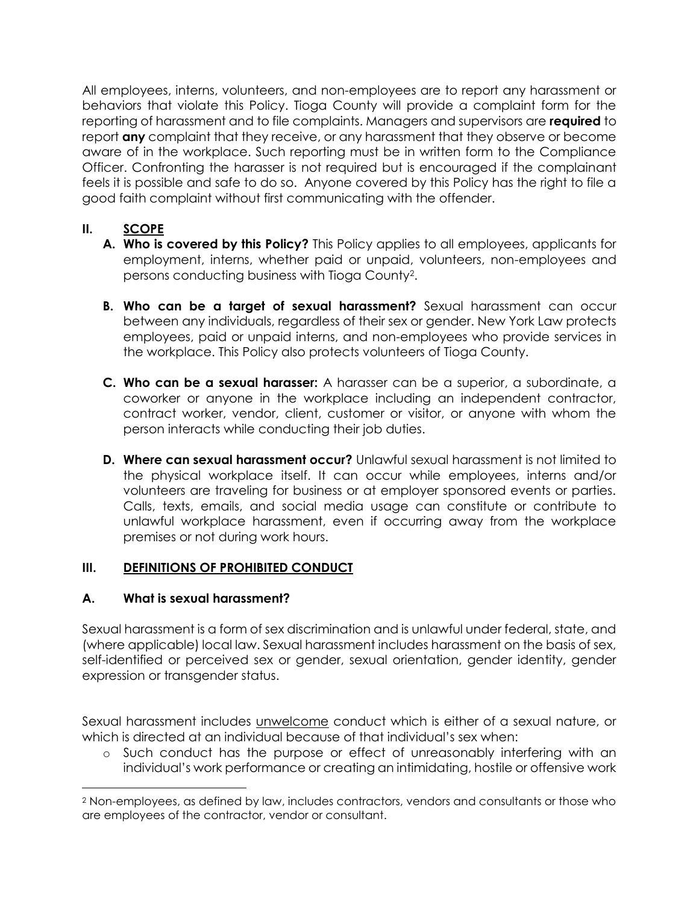All employees, interns, volunteers, and non-employees are to report any harassment or behaviors that violate this Policy. Tioga County will provide a complaint form for the reporting of harassment and to file complaints. Managers and supervisors are **required** to report **any** complaint that they receive, or any harassment that they observe or become aware of in the workplace. Such reporting must be in written form to the Compliance Officer. Confronting the harasser is not required but is encouraged if the complainant feels it is possible and safe to do so. Anyone covered by this Policy has the right to file a good faith complaint without first communicating with the offender.

## II. <u>SCOPE</u>

**A. Who is covered by this Policy?** This Policy applies to all employees, applicants for employment, interns, whether paid or unpaid, volunteers, non-employees and persons conducting business with Tioga County[2].

**B. Who can be a target of sexual harassment?** Sexual harassment can occur between any individuals, regardless of their sex or gender. New York Law protects employees, paid or unpaid interns, and non-employees who provide services in the workplace. This Policy also protects volunteers of Tioga County.

**C. Who can be a sexual harasser:** A harasser can be a superior, a subordinate, a coworker or anyone in the workplace including an independent contractor, contract worker, vendor, client, customer or visitor, or anyone with whom the person interacts while conducting their job duties.

**D. Where can sexual harassment occur?** Unlawful sexual harassment is not limited to the physical workplace itself. It can occur while employees, interns and/or volunteers are traveling for business or at employer sponsored events or parties. Calls, texts, emails, and social media usage can constitute or contribute to unlawful workplace harassment, even if occurring away from the workplace premises or not during work hours.

## III. <u>DEFINITIONS OF PROHIBITED CONDUCT</u>

### A. What is sexual harassment?

Sexual harassment is a form of sex discrimination and is unlawful under federal, state, and (where applicable) local law. Sexual harassment includes harassment on the basis of sex, self-identified or perceived sex or gender, sexual orientation, gender identity, gender expression or transgender status.

Sexual harassment includes <u>unwelcome</u> conduct which is either of a sexual nature, or which is directed at an individual because of that individual's sex when:

- Such conduct has the purpose or effect of unreasonably interfering with an individual's work performance or creating an intimidating, hostile or offensive work

---

[2] Non-employees, as defined by law, includes contractors, vendors and consultants or those who are employees of the contractor, vendor or consultant.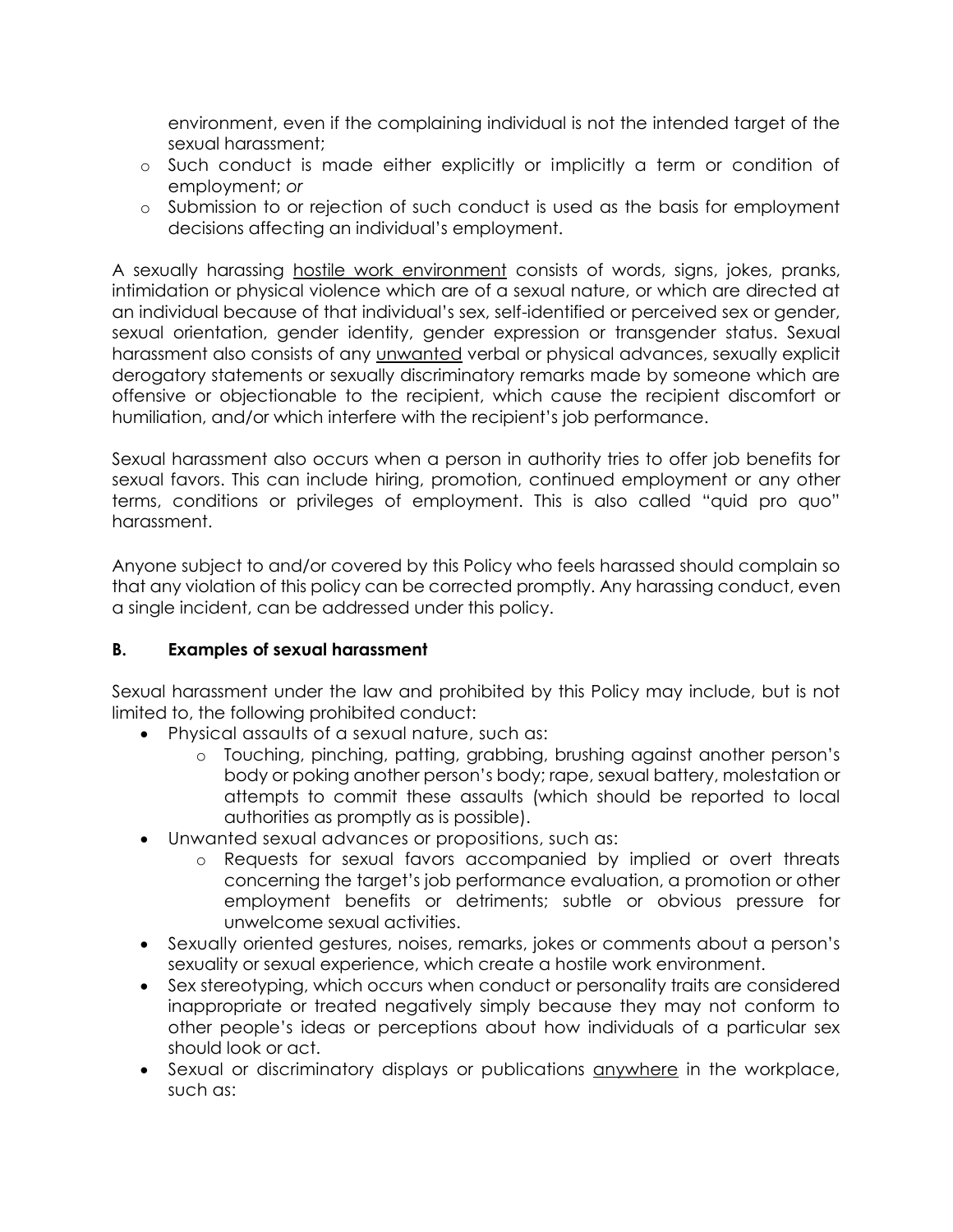environment, even if the complaining individual is not the intended target of the sexual harassment;
  - Such conduct is made either explicitly or implicitly a term or condition of employment; *or*
  - Submission to or rejection of such conduct is used as the basis for employment decisions affecting an individual's employment.

A sexually harassing <u>hostile work environment</u> consists of words, signs, jokes, pranks, intimidation or physical violence which are of a sexual nature, or which are directed at an individual because of that individual's sex, self-identified or perceived sex or gender, sexual orientation, gender identity, gender expression or transgender status. Sexual harassment also consists of any <u>unwanted</u> verbal or physical advances, sexually explicit derogatory statements or sexually discriminatory remarks made by someone which are offensive or objectionable to the recipient, which cause the recipient discomfort or humiliation, and/or which interfere with the recipient's job performance.

Sexual harassment also occurs when a person in authority tries to offer job benefits for sexual favors. This can include hiring, promotion, continued employment or any other terms, conditions or privileges of employment. This is also called "quid pro quo" harassment.

Anyone subject to and/or covered by this Policy who feels harassed should complain so that any violation of this policy can be corrected promptly. Any harassing conduct, even a single incident, can be addressed under this policy.

### B. Examples of sexual harassment

Sexual harassment under the law and prohibited by this Policy may include, but is not limited to, the following prohibited conduct:

- Physical assaults of a sexual nature, such as:
  - Touching, pinching, patting, grabbing, brushing against another person's body or poking another person's body; rape, sexual battery, molestation or attempts to commit these assaults (which should be reported to local authorities as promptly as is possible).
- Unwanted sexual advances or propositions, such as:
  - Requests for sexual favors accompanied by implied or overt threats concerning the target's job performance evaluation, a promotion or other employment benefits or detriments; subtle or obvious pressure for unwelcome sexual activities.
- Sexually oriented gestures, noises, remarks, jokes or comments about a person's sexuality or sexual experience, which create a hostile work environment.
- Sex stereotyping, which occurs when conduct or personality traits are considered inappropriate or treated negatively simply because they may not conform to other people's ideas or perceptions about how individuals of a particular sex should look or act.
- Sexual or discriminatory displays or publications <u>anywhere</u> in the workplace, such as: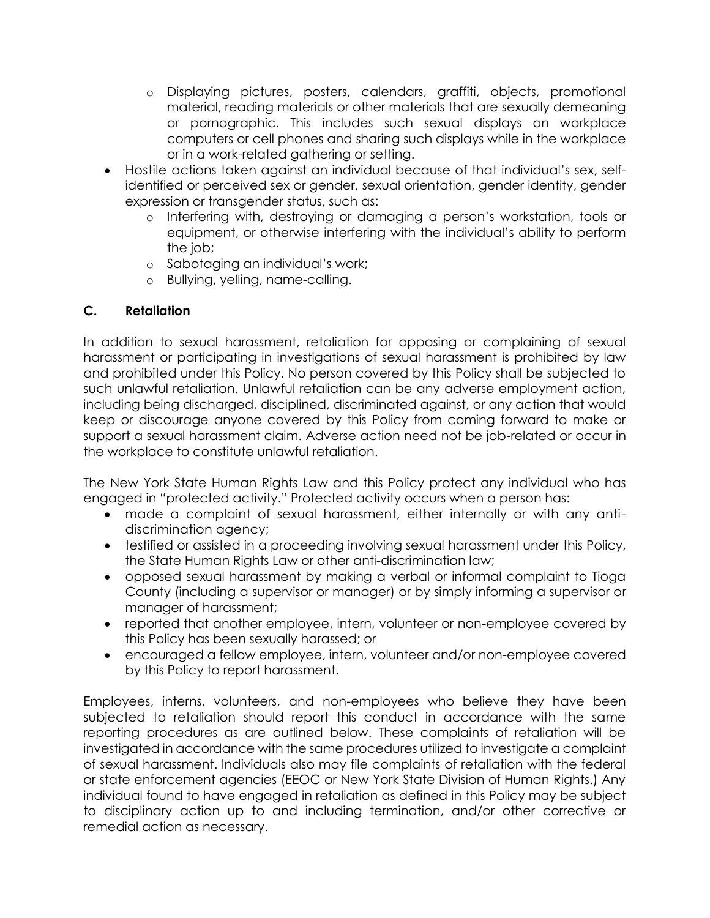- Displaying pictures, posters, calendars, graffiti, objects, promotional material, reading materials or other materials that are sexually demeaning or pornographic. This includes such sexual displays on workplace computers or cell phones and sharing such displays while in the workplace or in a work-related gathering or setting.
- Hostile actions taken against an individual because of that individual's sex, self-identified or perceived sex or gender, sexual orientation, gender identity, gender expression or transgender status, such as:
  - Interfering with, destroying or damaging a person's workstation, tools or equipment, or otherwise interfering with the individual's ability to perform the job;
  - Sabotaging an individual's work;
  - Bullying, yelling, name-calling.

### C. Retaliation

In addition to sexual harassment, retaliation for opposing or complaining of sexual harassment or participating in investigations of sexual harassment is prohibited by law and prohibited under this Policy. No person covered by this Policy shall be subjected to such unlawful retaliation. Unlawful retaliation can be any adverse employment action, including being discharged, disciplined, discriminated against, or any action that would keep or discourage anyone covered by this Policy from coming forward to make or support a sexual harassment claim. Adverse action need not be job-related or occur in the workplace to constitute unlawful retaliation.

The New York State Human Rights Law and this Policy protect any individual who has engaged in "protected activity." Protected activity occurs when a person has:

- made a complaint of sexual harassment, either internally or with any anti-discrimination agency;
- testified or assisted in a proceeding involving sexual harassment under this Policy, the State Human Rights Law or other anti-discrimination law;
- opposed sexual harassment by making a verbal or informal complaint to Tioga County (including a supervisor or manager) or by simply informing a supervisor or manager of harassment;
- reported that another employee, intern, volunteer or non-employee covered by this Policy has been sexually harassed; or
- encouraged a fellow employee, intern, volunteer and/or non-employee covered by this Policy to report harassment.

Employees, interns, volunteers, and non-employees who believe they have been subjected to retaliation should report this conduct in accordance with the same reporting procedures as are outlined below. These complaints of retaliation will be investigated in accordance with the same procedures utilized to investigate a complaint of sexual harassment. Individuals also may file complaints of retaliation with the federal or state enforcement agencies (EEOC or New York State Division of Human Rights.) Any individual found to have engaged in retaliation as defined in this Policy may be subject to disciplinary action up to and including termination, and/or other corrective or remedial action as necessary.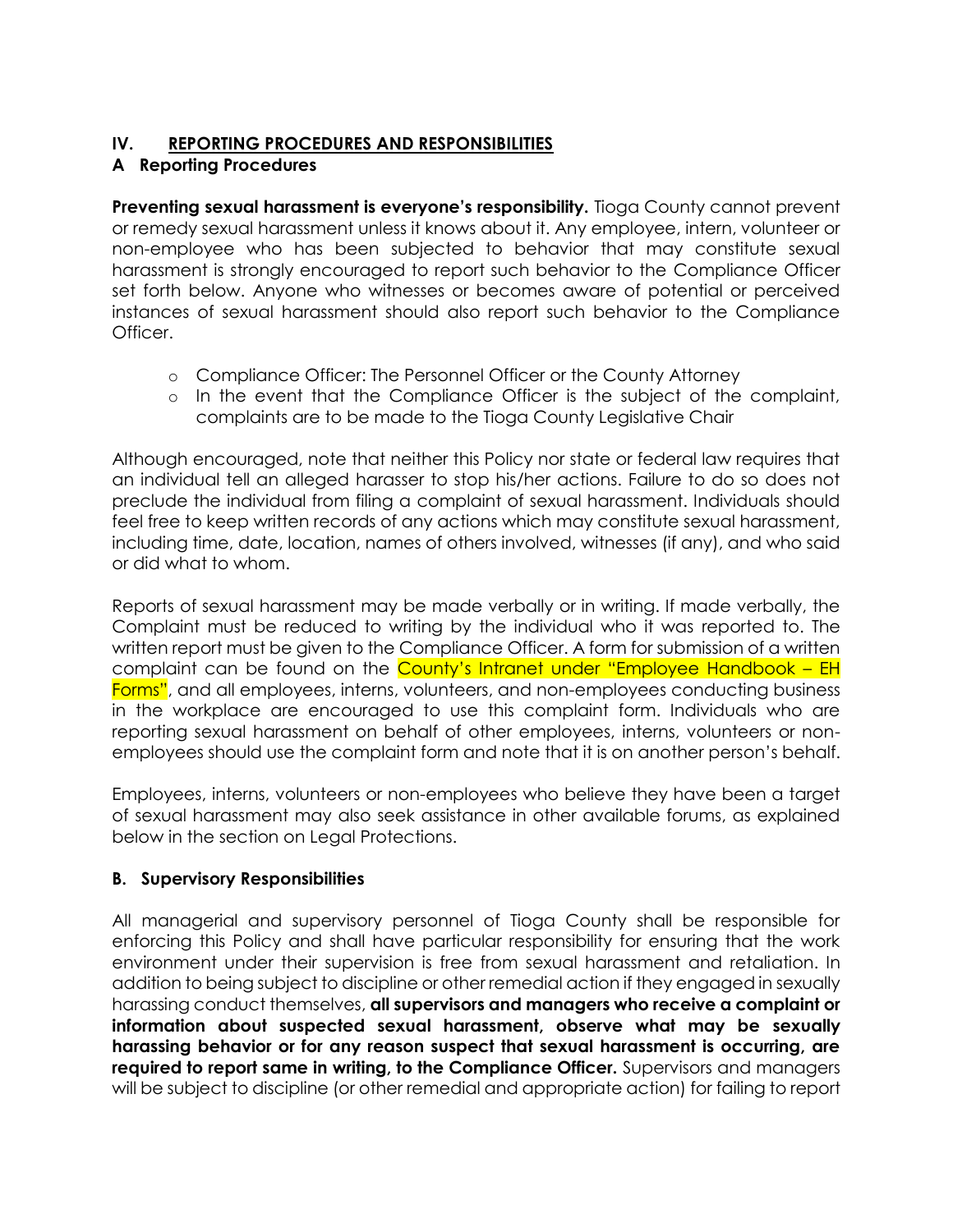## IV. REPORTING PROCEDURES AND RESPONSIBILITIES

### A Reporting Procedures

**Preventing sexual harassment is everyone's responsibility.** Tioga County cannot prevent or remedy sexual harassment unless it knows about it. Any employee, intern, volunteer or non-employee who has been subjected to behavior that may constitute sexual harassment is strongly encouraged to report such behavior to the Compliance Officer set forth below. Anyone who witnesses or becomes aware of potential or perceived instances of sexual harassment should also report such behavior to the Compliance Officer.

- Compliance Officer: The Personnel Officer or the County Attorney
- In the event that the Compliance Officer is the subject of the complaint, complaints are to be made to the Tioga County Legislative Chair

Although encouraged, note that neither this Policy nor state or federal law requires that an individual tell an alleged harasser to stop his/her actions. Failure to do so does not preclude the individual from filing a complaint of sexual harassment. Individuals should feel free to keep written records of any actions which may constitute sexual harassment, including time, date, location, names of others involved, witnesses (if any), and who said or did what to whom.

Reports of sexual harassment may be made verbally or in writing. If made verbally, the Complaint must be reduced to writing by the individual who it was reported to. The written report must be given to the Compliance Officer. A form for submission of a written complaint can be found on the County's Intranet under "Employee Handbook – EH Forms", and all employees, interns, volunteers, and non-employees conducting business in the workplace are encouraged to use this complaint form. Individuals who are reporting sexual harassment on behalf of other employees, interns, volunteers or non-employees should use the complaint form and note that it is on another person's behalf.

Employees, interns, volunteers or non-employees who believe they have been a target of sexual harassment may also seek assistance in other available forums, as explained below in the section on Legal Protections.

### B. Supervisory Responsibilities

All managerial and supervisory personnel of Tioga County shall be responsible for enforcing this Policy and shall have particular responsibility for ensuring that the work environment under their supervision is free from sexual harassment and retaliation. In addition to being subject to discipline or other remedial action if they engaged in sexually harassing conduct themselves, **all supervisors and managers who receive a complaint or information about suspected sexual harassment, observe what may be sexually harassing behavior or for any reason suspect that sexual harassment is occurring, are required to report same in writing, to the Compliance Officer.** Supervisors and managers will be subject to discipline (or other remedial and appropriate action) for failing to report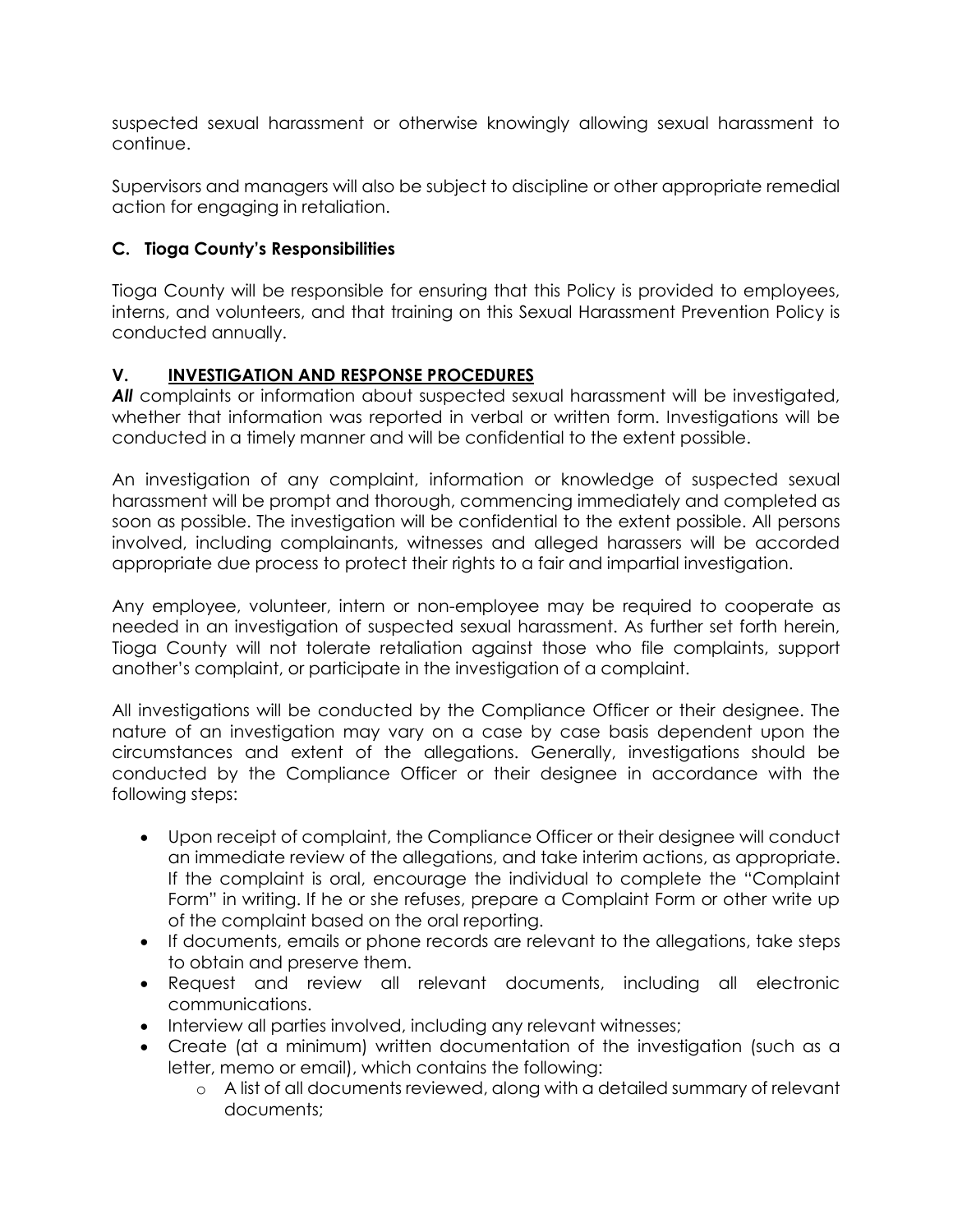suspected sexual harassment or otherwise knowingly allowing sexual harassment to continue.

Supervisors and managers will also be subject to discipline or other appropriate remedial action for engaging in retaliation.

### C. Tioga County's Responsibilities

Tioga County will be responsible for ensuring that this Policy is provided to employees, interns, and volunteers, and that training on this Sexual Harassment Prevention Policy is conducted annually.

## V. INVESTIGATION AND RESPONSE PROCEDURES

***All*** complaints or information about suspected sexual harassment will be investigated, whether that information was reported in verbal or written form. Investigations will be conducted in a timely manner and will be confidential to the extent possible.

An investigation of any complaint, information or knowledge of suspected sexual harassment will be prompt and thorough, commencing immediately and completed as soon as possible. The investigation will be confidential to the extent possible. All persons involved, including complainants, witnesses and alleged harassers will be accorded appropriate due process to protect their rights to a fair and impartial investigation.

Any employee, volunteer, intern or non-employee may be required to cooperate as needed in an investigation of suspected sexual harassment. As further set forth herein, Tioga County will not tolerate retaliation against those who file complaints, support another's complaint, or participate in the investigation of a complaint.

All investigations will be conducted by the Compliance Officer or their designee. The nature of an investigation may vary on a case by case basis dependent upon the circumstances and extent of the allegations. Generally, investigations should be conducted by the Compliance Officer or their designee in accordance with the following steps:

- Upon receipt of complaint, the Compliance Officer or their designee will conduct an immediate review of the allegations, and take interim actions, as appropriate. If the complaint is oral, encourage the individual to complete the "Complaint Form" in writing. If he or she refuses, prepare a Complaint Form or other write up of the complaint based on the oral reporting.
- If documents, emails or phone records are relevant to the allegations, take steps to obtain and preserve them.
- Request and review all relevant documents, including all electronic communications.
- Interview all parties involved, including any relevant witnesses;
- Create (at a minimum) written documentation of the investigation (such as a letter, memo or email), which contains the following:
  - A list of all documents reviewed, along with a detailed summary of relevant documents;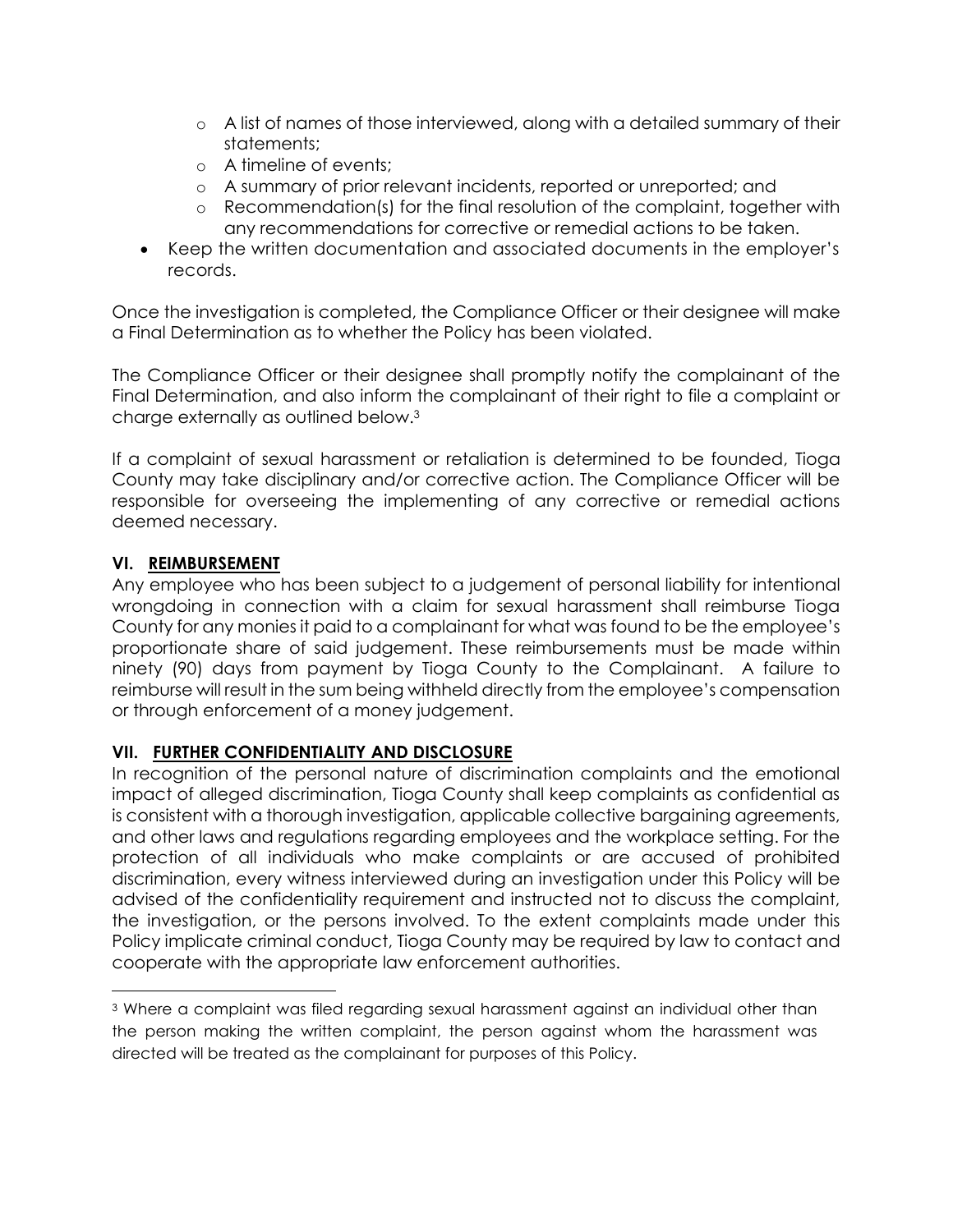- A list of names of those interviewed, along with a detailed summary of their statements;
  - A timeline of events;
  - A summary of prior relevant incidents, reported or unreported; and
  - Recommendation(s) for the final resolution of the complaint, together with any recommendations for corrective or remedial actions to be taken.
- Keep the written documentation and associated documents in the employer's records.

Once the investigation is completed, the Compliance Officer or their designee will make a Final Determination as to whether the Policy has been violated.

The Compliance Officer or their designee shall promptly notify the complainant of the Final Determination, and also inform the complainant of their right to file a complaint or charge externally as outlined below.[3]

If a complaint of sexual harassment or retaliation is determined to be founded, Tioga County may take disciplinary and/or corrective action. The Compliance Officer will be responsible for overseeing the implementing of any corrective or remedial actions deemed necessary.

## VI. REIMBURSEMENT

Any employee who has been subject to a judgement of personal liability for intentional wrongdoing in connection with a claim for sexual harassment shall reimburse Tioga County for any monies it paid to a complainant for what was found to be the employee's proportionate share of said judgement. These reimbursements must be made within ninety (90) days from payment by Tioga County to the Complainant. A failure to reimburse will result in the sum being withheld directly from the employee's compensation or through enforcement of a money judgement.

## VII. FURTHER CONFIDENTIALITY AND DISCLOSURE

In recognition of the personal nature of discrimination complaints and the emotional impact of alleged discrimination, Tioga County shall keep complaints as confidential as is consistent with a thorough investigation, applicable collective bargaining agreements, and other laws and regulations regarding employees and the workplace setting. For the protection of all individuals who make complaints or are accused of prohibited discrimination, every witness interviewed during an investigation under this Policy will be advised of the confidentiality requirement and instructed not to discuss the complaint, the investigation, or the persons involved. To the extent complaints made under this Policy implicate criminal conduct, Tioga County may be required by law to contact and cooperate with the appropriate law enforcement authorities.

---

[3] Where a complaint was filed regarding sexual harassment against an individual other than the person making the written complaint, the person against whom the harassment was directed will be treated as the complainant for purposes of this Policy.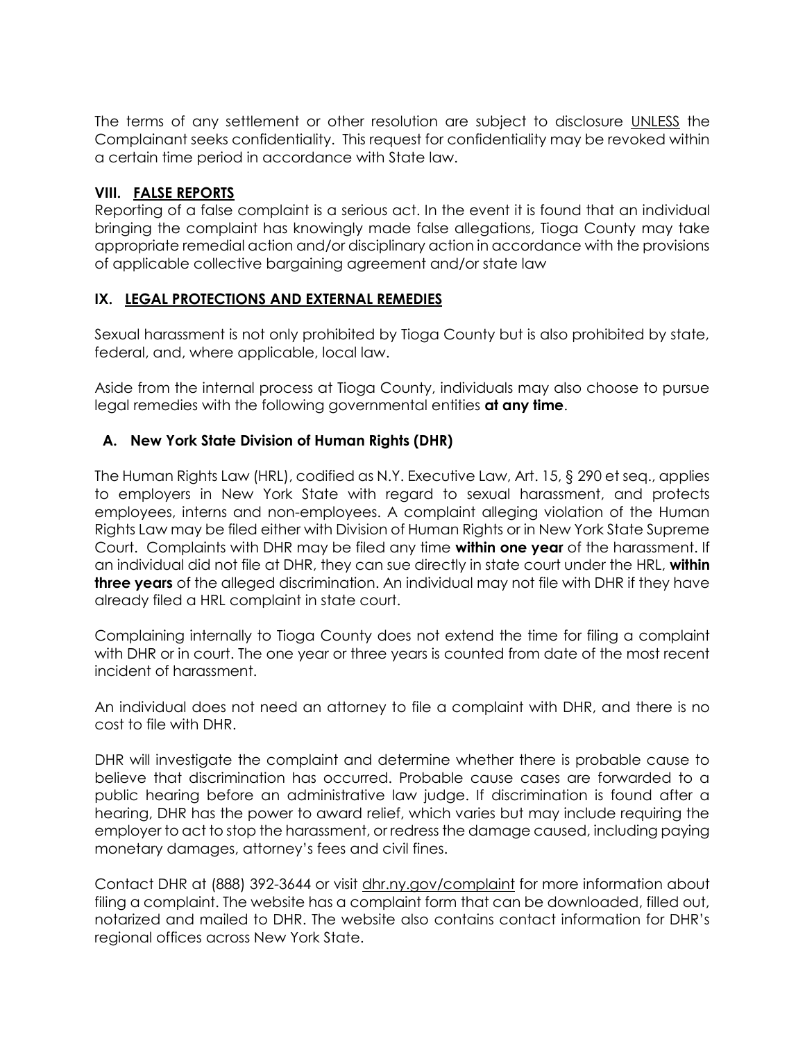The terms of any settlement or other resolution are subject to disclosure UNLESS the Complainant seeks confidentiality. This request for confidentiality may be revoked within a certain time period in accordance with State law.

## VIII. FALSE REPORTS

Reporting of a false complaint is a serious act. In the event it is found that an individual bringing the complaint has knowingly made false allegations, Tioga County may take appropriate remedial action and/or disciplinary action in accordance with the provisions of applicable collective bargaining agreement and/or state law

## IX. LEGAL PROTECTIONS AND EXTERNAL REMEDIES

Sexual harassment is not only prohibited by Tioga County but is also prohibited by state, federal, and, where applicable, local law.

Aside from the internal process at Tioga County, individuals may also choose to pursue legal remedies with the following governmental entities **at any time**.

### A. New York State Division of Human Rights (DHR)

The Human Rights Law (HRL), codified as N.Y. Executive Law, Art. 15, § 290 et seq., applies to employers in New York State with regard to sexual harassment, and protects employees, interns and non-employees. A complaint alleging violation of the Human Rights Law may be filed either with Division of Human Rights or in New York State Supreme Court. Complaints with DHR may be filed any time **within one year** of the harassment. If an individual did not file at DHR, they can sue directly in state court under the HRL, **within three years** of the alleged discrimination. An individual may not file with DHR if they have already filed a HRL complaint in state court.

Complaining internally to Tioga County does not extend the time for filing a complaint with DHR or in court. The one year or three years is counted from date of the most recent incident of harassment.

An individual does not need an attorney to file a complaint with DHR, and there is no cost to file with DHR.

DHR will investigate the complaint and determine whether there is probable cause to believe that discrimination has occurred. Probable cause cases are forwarded to a public hearing before an administrative law judge. If discrimination is found after a hearing, DHR has the power to award relief, which varies but may include requiring the employer to act to stop the harassment, or redress the damage caused, including paying monetary damages, attorney's fees and civil fines.

Contact DHR at (888) 392-3644 or visit dhr.ny.gov/complaint for more information about filing a complaint. The website has a complaint form that can be downloaded, filled out, notarized and mailed to DHR. The website also contains contact information for DHR's regional offices across New York State.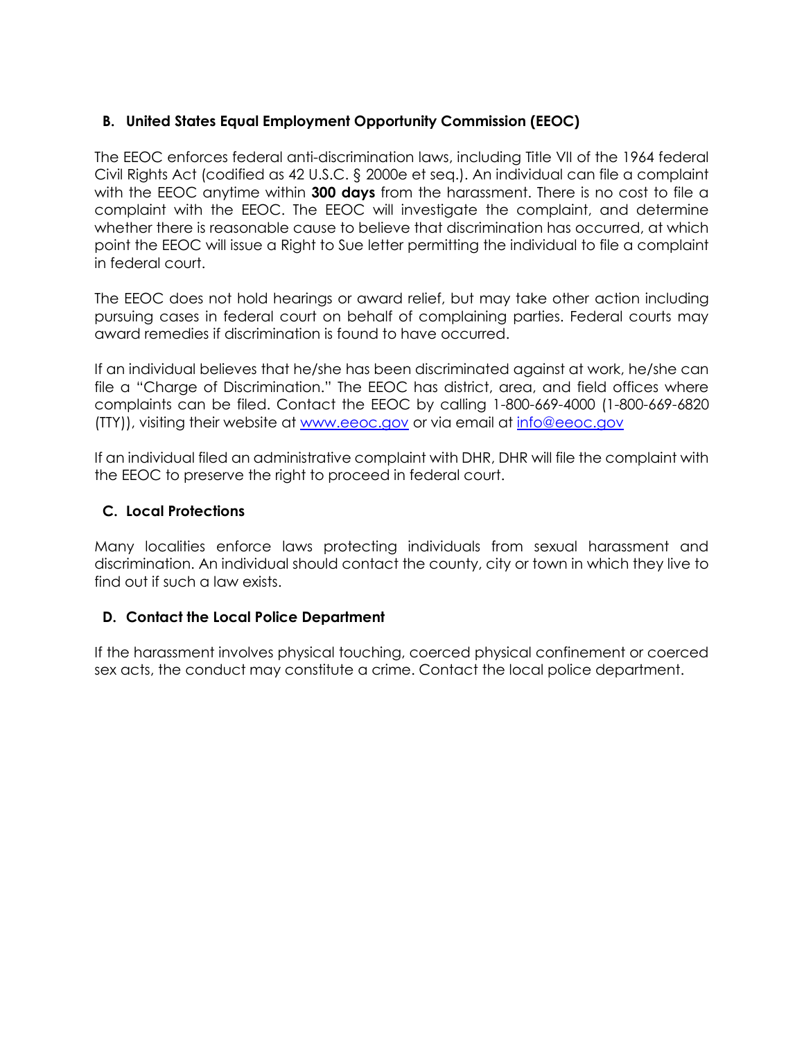## B. United States Equal Employment Opportunity Commission (EEOC)

The EEOC enforces federal anti-discrimination laws, including Title VII of the 1964 federal Civil Rights Act (codified as 42 U.S.C. § 2000e et seq.). An individual can file a complaint with the EEOC anytime within **300 days** from the harassment. There is no cost to file a complaint with the EEOC. The EEOC will investigate the complaint, and determine whether there is reasonable cause to believe that discrimination has occurred, at which point the EEOC will issue a Right to Sue letter permitting the individual to file a complaint in federal court.

The EEOC does not hold hearings or award relief, but may take other action including pursuing cases in federal court on behalf of complaining parties. Federal courts may award remedies if discrimination is found to have occurred.

If an individual believes that he/she has been discriminated against at work, he/she can file a "Charge of Discrimination." The EEOC has district, area, and field offices where complaints can be filed. Contact the EEOC by calling 1-800-669-4000 (1-800-669-6820 (TTY)), visiting their website at www.eeoc.gov or via email at info@eeoc.gov

If an individual filed an administrative complaint with DHR, DHR will file the complaint with the EEOC to preserve the right to proceed in federal court.

## C. Local Protections

Many localities enforce laws protecting individuals from sexual harassment and discrimination. An individual should contact the county, city or town in which they live to find out if such a law exists.

## D. Contact the Local Police Department

If the harassment involves physical touching, coerced physical confinement or coerced sex acts, the conduct may constitute a crime. Contact the local police department.